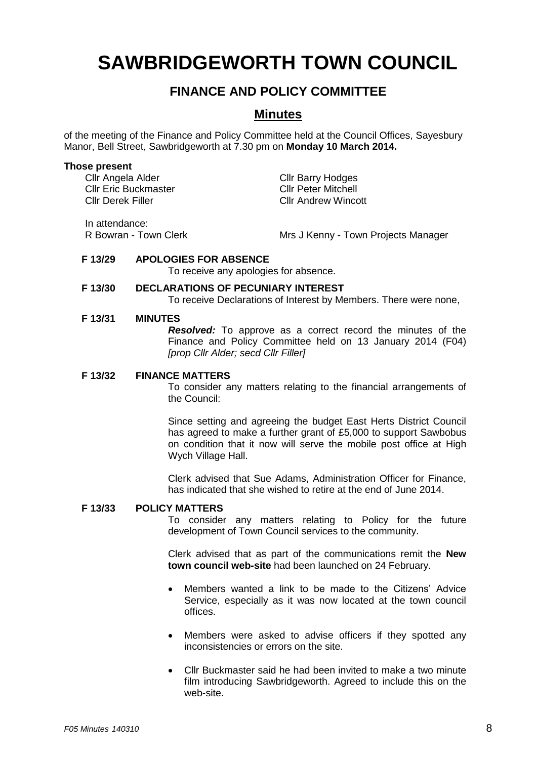# SAWBRIDGEWORTH TOWN COUNCIL

## FINANCE AND POLICY COMMITTEE

## Minutes

of the meeting of the Finance and Policy Committee held at the Council Offices, Sayesbury Manor, Bell Street, Sawbridgeworth at 7.30 pm on **Monday 10 March 2014.**

**Those present**

Cllr Angela Alder
Cllr Eric Buckmaster
Cllr Derek Filler
Cllr Barry Hodges
Cllr Peter Mitchell
Cllr Andrew Wincott

In attendance:
R Bowran - Town Clerk
Mrs J Kenny - Town Projects Manager

**F 13/29 APOLOGIES FOR ABSENCE**

To receive any apologies for absence.

**F 13/30 DECLARATIONS OF PECUNIARY INTEREST**

To receive Declarations of Interest by Members. There were none,

**F 13/31 MINUTES**

***Resolved:*** To approve as a correct record the minutes of the Finance and Policy Committee held on 13 January 2014 (F04) *[prop Cllr Alder; secd Cllr Filler]*

**F 13/32 FINANCE MATTERS**

To consider any matters relating to the financial arrangements of the Council:

Since setting and agreeing the budget East Herts District Council has agreed to make a further grant of £5,000 to support Sawbobus on condition that it now will serve the mobile post office at High Wych Village Hall.

Clerk advised that Sue Adams, Administration Officer for Finance, has indicated that she wished to retire at the end of June 2014.

**F 13/33 POLICY MATTERS**

To consider any matters relating to Policy for the future development of Town Council services to the community.

Clerk advised that as part of the communications remit the **New town council web-site** had been launched on 24 February.

- Members wanted a link to be made to the Citizens' Advice Service, especially as it was now located at the town council offices.
- Members were asked to advise officers if they spotted any inconsistencies or errors on the site.
- Cllr Buckmaster said he had been invited to make a two minute film introducing Sawbridgeworth. Agreed to include this on the web-site.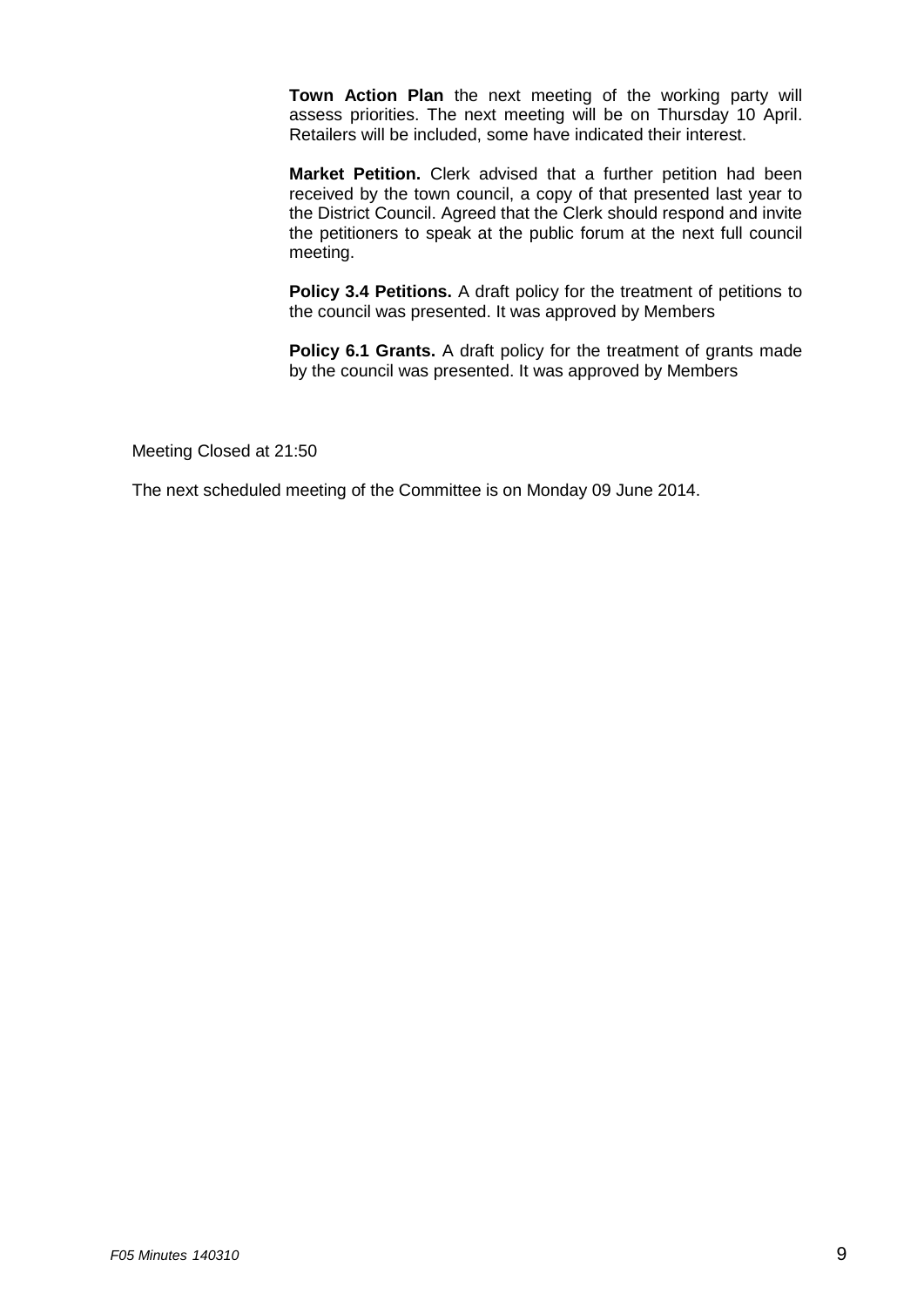**Town Action Plan** the next meeting of the working party will assess priorities. The next meeting will be on Thursday 10 April. Retailers will be included, some have indicated their interest.

**Market Petition.** Clerk advised that a further petition had been received by the town council, a copy of that presented last year to the District Council. Agreed that the Clerk should respond and invite the petitioners to speak at the public forum at the next full council meeting.

**Policy 3.4 Petitions.** A draft policy for the treatment of petitions to the council was presented. It was approved by Members

**Policy 6.1 Grants.** A draft policy for the treatment of grants made by the council was presented. It was approved by Members

Meeting Closed at 21:50

The next scheduled meeting of the Committee is on Monday 09 June 2014.